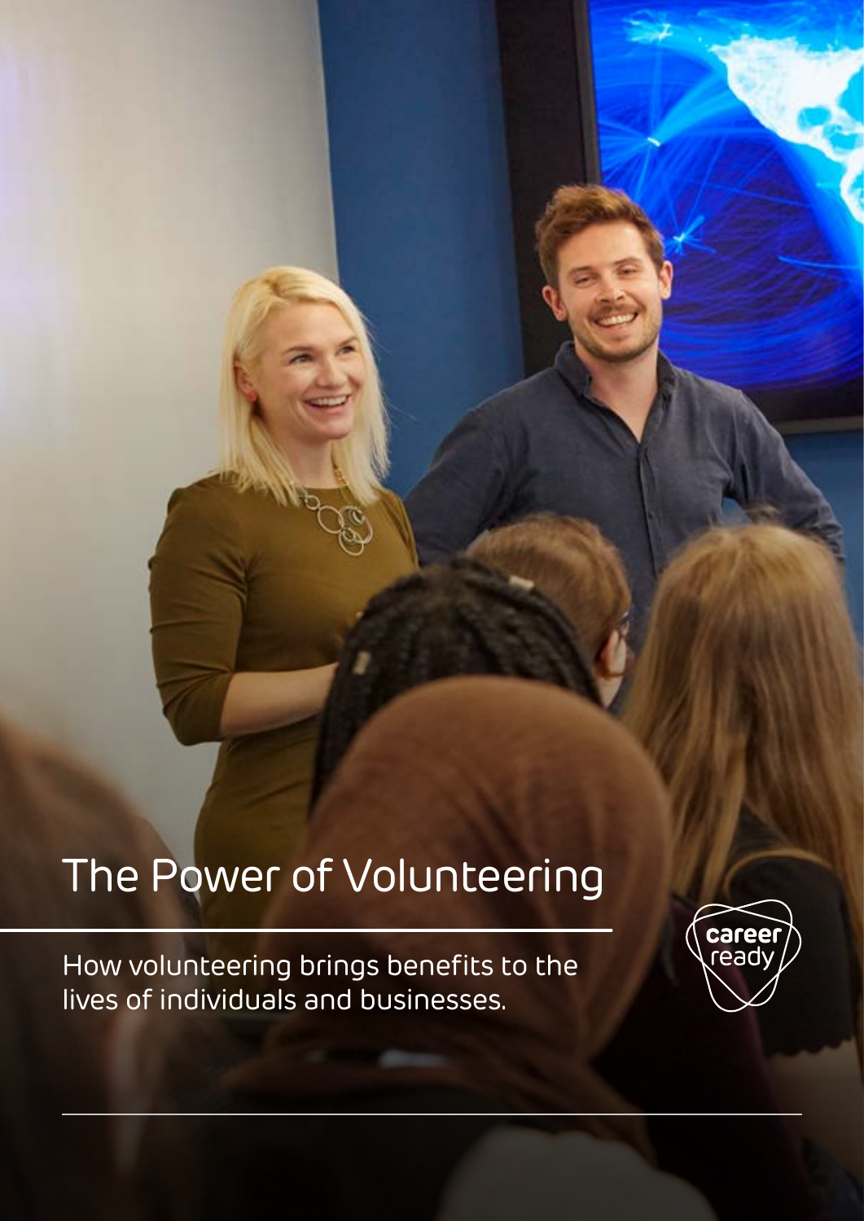# The Power of Volunteering

How volunteering brings benefits to the lives of individuals and businesses.

career ready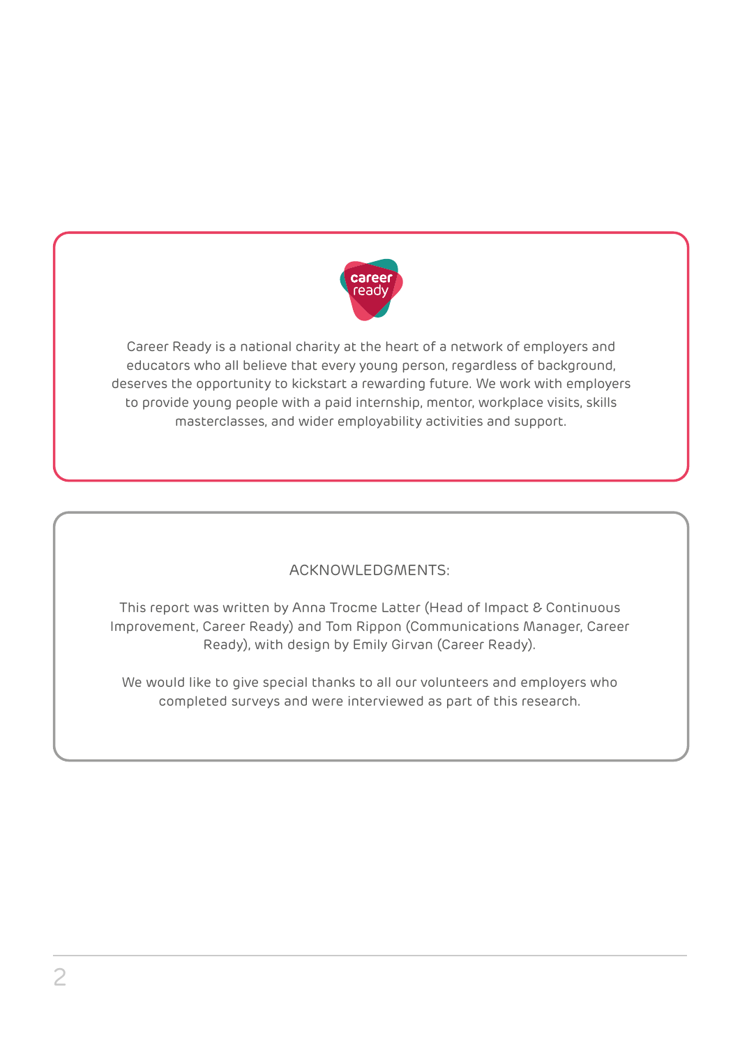Career Ready is a national charity at the heart of a network of employers and educators who all believe that every young person, regardless of background, deserves the opportunity to kickstart a rewarding future. We work with employers to provide young people with a paid internship, mentor, workplace visits, skills masterclasses, and wider employability activities and support.

## ACKNOWLEDGMENTS:

This report was written by Anna Trocme Latter (Head of Impact & Continuous Improvement, Career Ready) and Tom Rippon (Communications Manager, Career Ready), with design by Emily Girvan (Career Ready).

We would like to give special thanks to all our volunteers and employers who completed surveys and were interviewed as part of this research.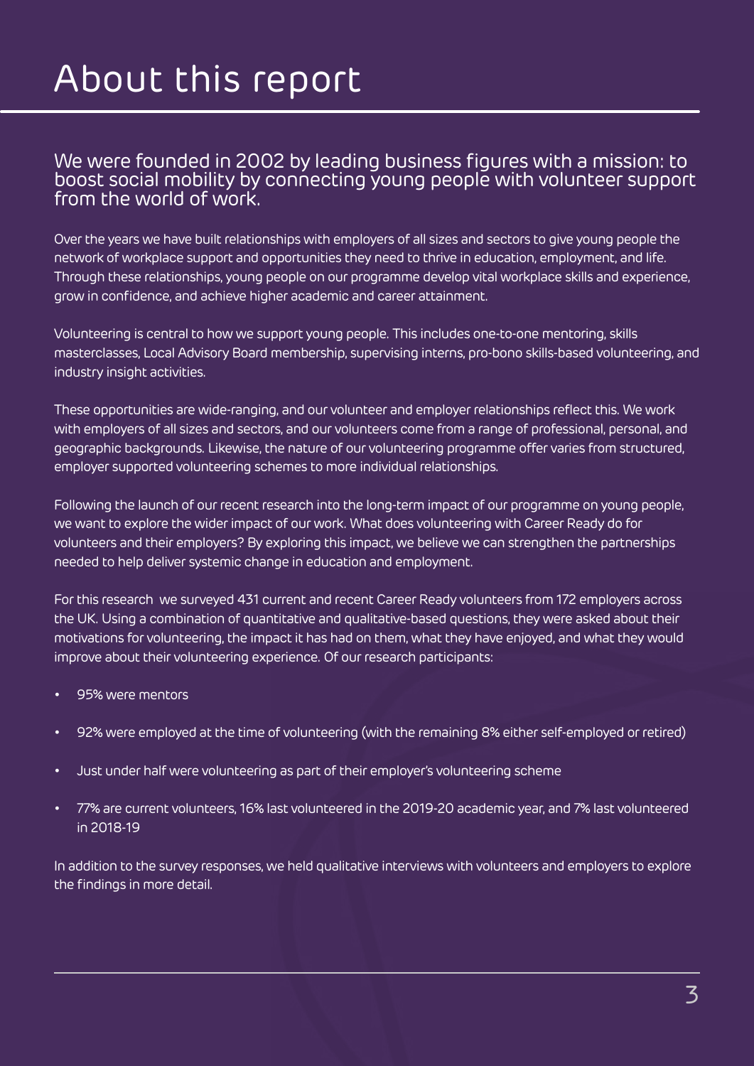# About this report

## We were founded in 2002 by leading business figures with a mission: to boost social mobility by connecting young people with volunteer support from the world of work.

Over the years we have built relationships with employers of all sizes and sectors to give young people the network of workplace support and opportunities they need to thrive in education, employment, and life. Through these relationships, young people on our programme develop vital workplace skills and experience, grow in confidence, and achieve higher academic and career attainment.

Volunteering is central to how we support young people. This includes one-to-one mentoring, skills masterclasses, Local Advisory Board membership, supervising interns, pro-bono skills-based volunteering, and industry insight activities.

These opportunities are wide-ranging, and our volunteer and employer relationships reflect this. We work with employers of all sizes and sectors, and our volunteers come from a range of professional, personal, and geographic backgrounds. Likewise, the nature of our volunteering programme offer varies from structured, employer supported volunteering schemes to more individual relationships.

Following the launch of our recent research into the long-term impact of our programme on young people, we want to explore the wider impact of our work. What does volunteering with Career Ready do for volunteers and their employers? By exploring this impact, we believe we can strengthen the partnerships needed to help deliver systemic change in education and employment.

For this research we surveyed 431 current and recent Career Ready volunteers from 172 employers across the UK. Using a combination of quantitative and qualitative-based questions, they were asked about their motivations for volunteering, the impact it has had on them, what they have enjoyed, and what they would improve about their volunteering experience. Of our research participants:

- 95% were mentors
- 92% were employed at the time of volunteering (with the remaining 8% either self-employed or retired)
- Just under half were volunteering as part of their employer's volunteering scheme
- 77% are current volunteers, 16% last volunteered in the 2019-20 academic year, and 7% last volunteered in 2018-19

In addition to the survey responses, we held qualitative interviews with volunteers and employers to explore the findings in more detail.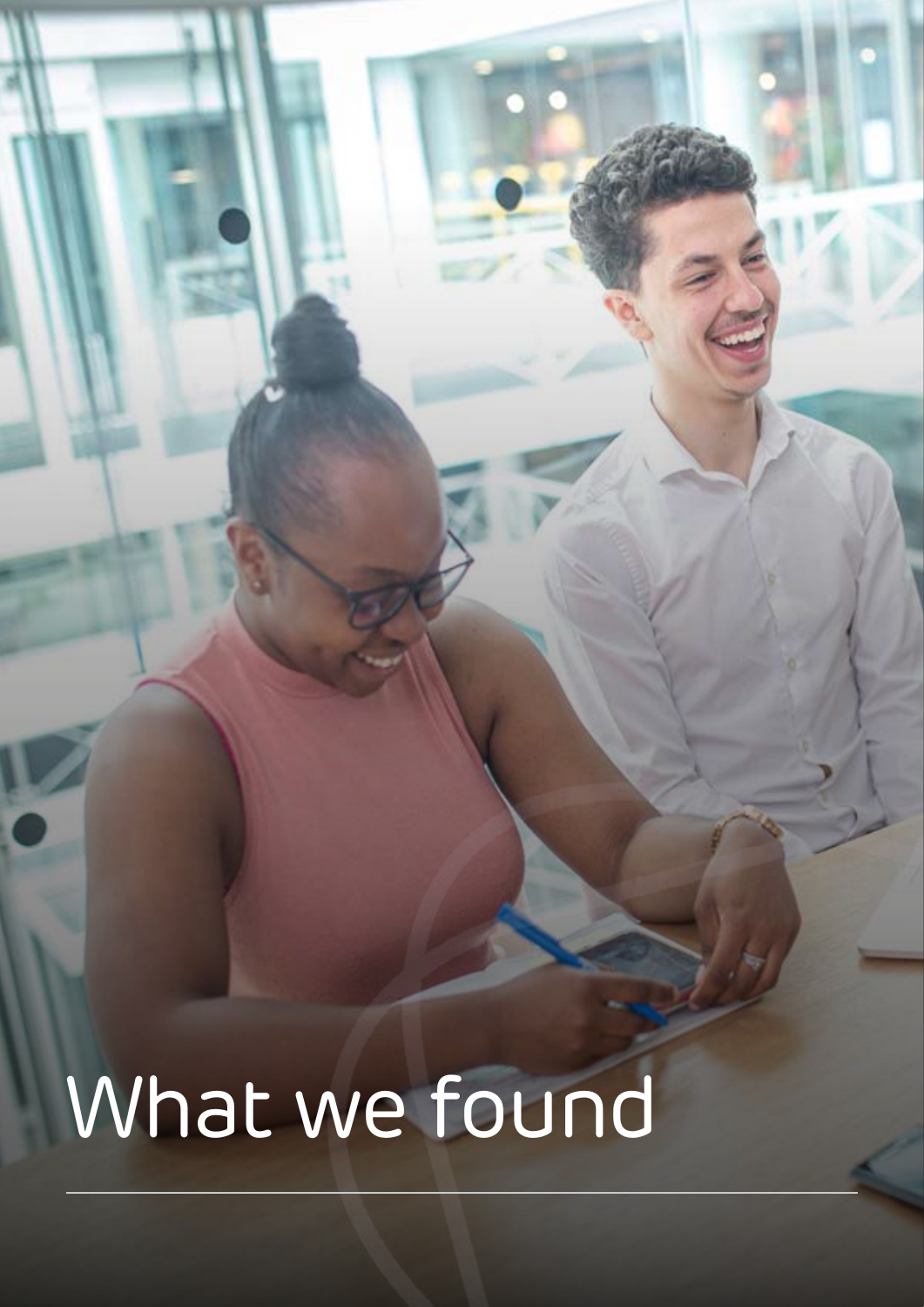# What we found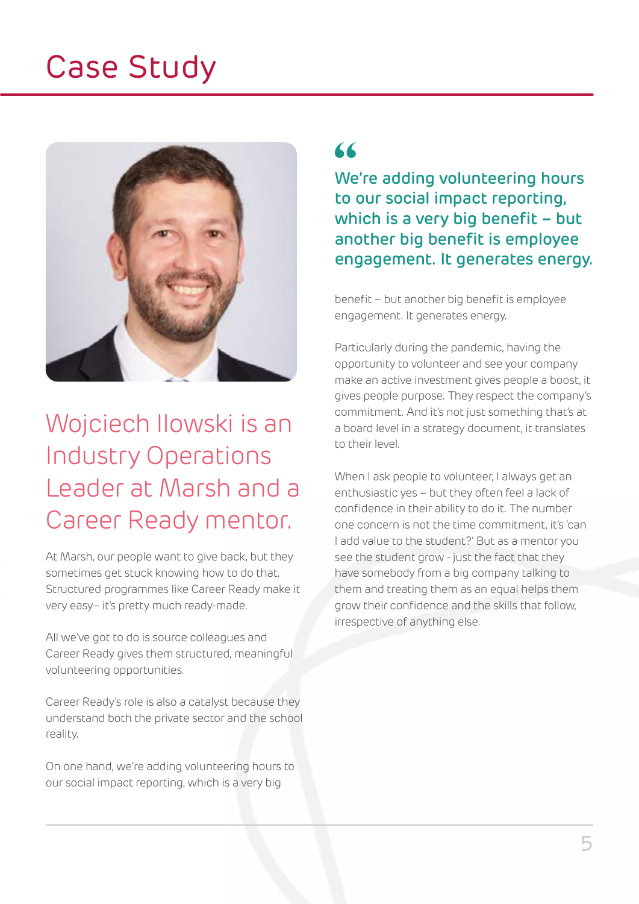# Case Study

## Wojciech Ilowski is an Industry Operations Leader at Marsh and a Career Ready mentor.

At Marsh, our people want to give back, but they sometimes get stuck knowing how to do that. Structured programmes like Career Ready make it very easy– it's pretty much ready-made.

All we've got to do is source colleagues and Career Ready gives them structured, meaningful volunteering opportunities.

Career Ready's role is also a catalyst because they understand both the private sector and the school reality.

On one hand, we're adding volunteering hours to our social impact reporting, which is a very big benefit – but another big benefit is employee engagement. It generates energy.

> "We're adding volunteering hours to our social impact reporting, which is a very big benefit – but another big benefit is employee engagement. It generates energy.

Particularly during the pandemic, having the opportunity to volunteer and see your company make an active investment gives people a boost, it gives people purpose. They respect the company's commitment. And it's not just something that's at a board level in a strategy document, it translates to their level.

When I ask people to volunteer, I always get an enthusiastic yes – but they often feel a lack of confidence in their ability to do it. The number one concern is not the time commitment, it's 'can I add value to the student?' But as a mentor you see the student grow - just the fact that they have somebody from a big company talking to them and treating them as an equal helps them grow their confidence and the skills that follow, irrespective of anything else.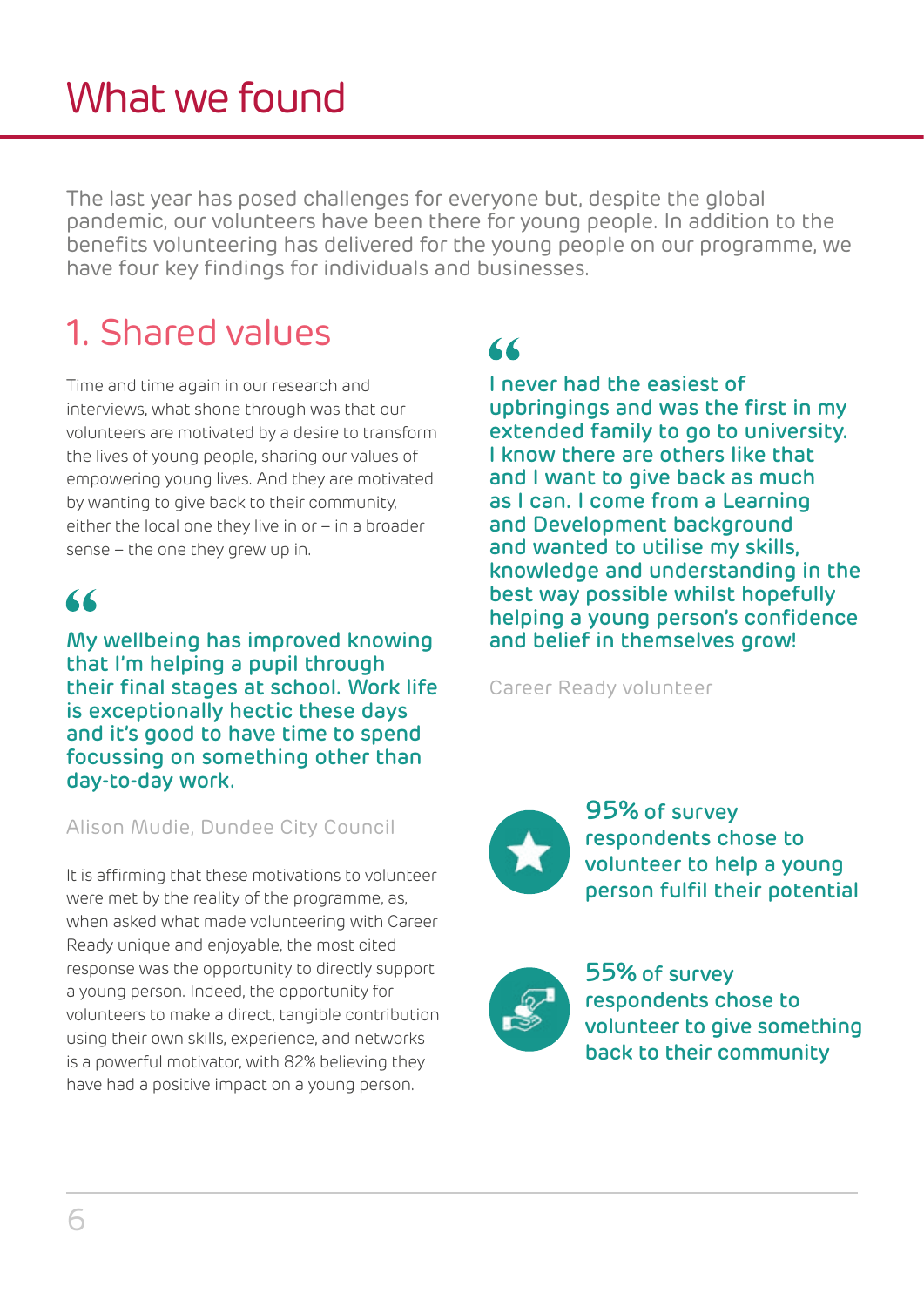# What we found

The last year has posed challenges for everyone but, despite the global pandemic, our volunteers have been there for young people. In addition to the benefits volunteering has delivered for the young people on our programme, we have four key findings for individuals and businesses.

## 1. Shared values

Time and time again in our research and interviews, what shone through was that our volunteers are motivated by a desire to transform the lives of young people, sharing our values of empowering young lives. And they are motivated by wanting to give back to their community, either the local one they live in or – in a broader sense – the one they grew up in.

> "My wellbeing has improved knowing that I'm helping a pupil through their final stages at school. Work life is exceptionally hectic these days and it's good to have time to spend focussing on something other than day-to-day work.
>
> Alison Mudie, Dundee City Council

It is affirming that these motivations to volunteer were met by the reality of the programme, as, when asked what made volunteering with Career Ready unique and enjoyable, the most cited response was the opportunity to directly support a young person. Indeed, the opportunity for volunteers to make a direct, tangible contribution using their own skills, experience, and networks is a powerful motivator, with 82% believing they have had a positive impact on a young person.

> "I never had the easiest of upbringings and was the first in my extended family to go to university. I know there are others like that and I want to give back as much as I can. I come from a Learning and Development background and wanted to utilise my skills, knowledge and understanding in the best way possible whilst hopefully helping a young person's confidence and belief in themselves grow!
>
> Career Ready volunteer

**95%** of survey respondents chose to volunteer to help a young person fulfil their potential

**55%** of survey respondents chose to volunteer to give something back to their community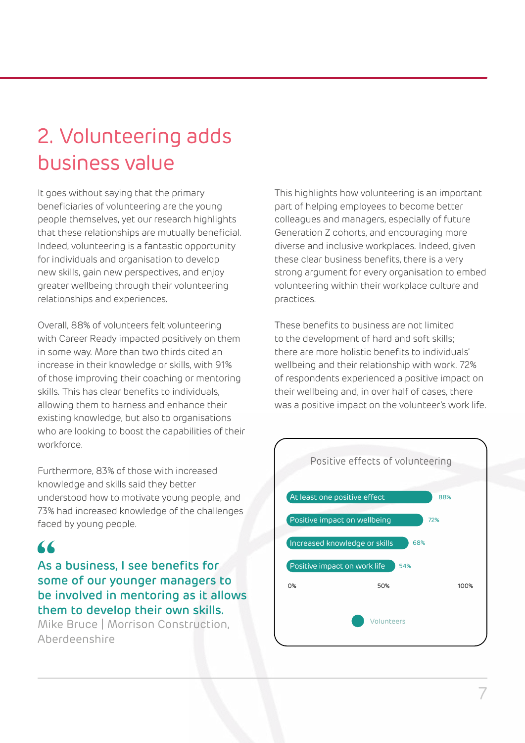# 2. Volunteering adds business value

It goes without saying that the primary beneficiaries of volunteering are the young people themselves, yet our research highlights that these relationships are mutually beneficial. Indeed, volunteering is a fantastic opportunity for individuals and organisation to develop new skills, gain new perspectives, and enjoy greater wellbeing through their volunteering relationships and experiences.

Overall, 88% of volunteers felt volunteering with Career Ready impacted positively on them in some way. More than two thirds cited an increase in their knowledge or skills, with 91% of those improving their coaching or mentoring skills. This has clear benefits to individuals, allowing them to harness and enhance their existing knowledge, but also to organisations who are looking to boost the capabilities of their workforce.

Furthermore, 83% of those with increased knowledge and skills said they better understood how to motivate young people, and 73% had increased knowledge of the challenges faced by young people.

> **As a business, I see benefits for some of our younger managers to be involved in mentoring as it allows them to develop their own skills.**
> Mike Bruce | Morrison Construction, Aberdeenshire

This highlights how volunteering is an important part of helping employees to become better colleagues and managers, especially of future Generation Z cohorts, and encouraging more diverse and inclusive workplaces. Indeed, given these clear business benefits, there is a very strong argument for every organisation to embed volunteering within their workplace culture and practices.

These benefits to business are not limited to the development of hard and soft skills; there are more holistic benefits to individuals' wellbeing and their relationship with work. 72% of respondents experienced a positive impact on their wellbeing and, in over half of cases, there was a positive impact on the volunteer's work life.

**Positive effects of volunteering**

| Effect | Volunteers |
| --- | --- |
| At least one positive effect | 88% |
| Positive impact on wellbeing | 72% |
| Increased knowledge or skills | 68% |
| Positive impact on work life | 54% |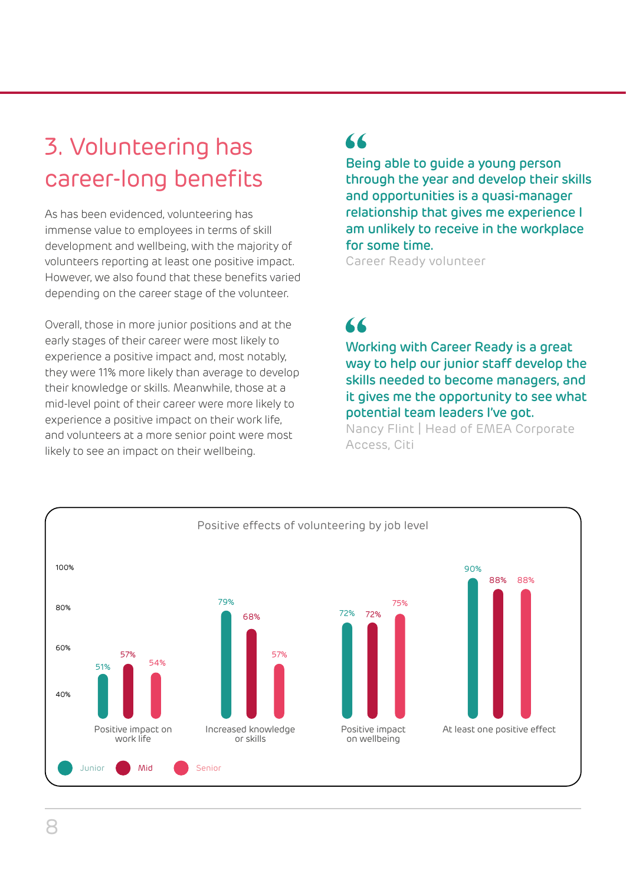# 3. Volunteering has career-long benefits

As has been evidenced, volunteering has immense value to employees in terms of skill development and wellbeing, with the majority of volunteers reporting at least one positive impact. However, we also found that these benefits varied depending on the career stage of the volunteer.

Overall, those in more junior positions and at the early stages of their career were most likely to experience a positive impact and, most notably, they were 11% more likely than average to develop their knowledge or skills. Meanwhile, those at a mid-level point of their career were more likely to experience a positive impact on their work life, and volunteers at a more senior point were most likely to see an impact on their wellbeing.

> **Being able to guide a young person through the year and develop their skills and opportunities is a quasi-manager relationship that gives me experience I am unlikely to receive in the workplace for some time.**
>
> Career Ready volunteer

> **Working with Career Ready is a great way to help our junior staff develop the skills needed to become managers, and it gives me the opportunity to see what potential team leaders I've got.**
>
> Nancy Flint | Head of EMEA Corporate Access, Citi

**Positive effects of volunteering by job level**

| | Junior | Mid | Senior |
|---|---|---|---|
| Positive impact on work life | 51% | 57% | 54% |
| Increased knowledge or skills | 79% | 68% | 57% |
| Positive impact on wellbeing | 72% | 72% | 75% |
| At least one positive effect | 90% | 88% | 88% |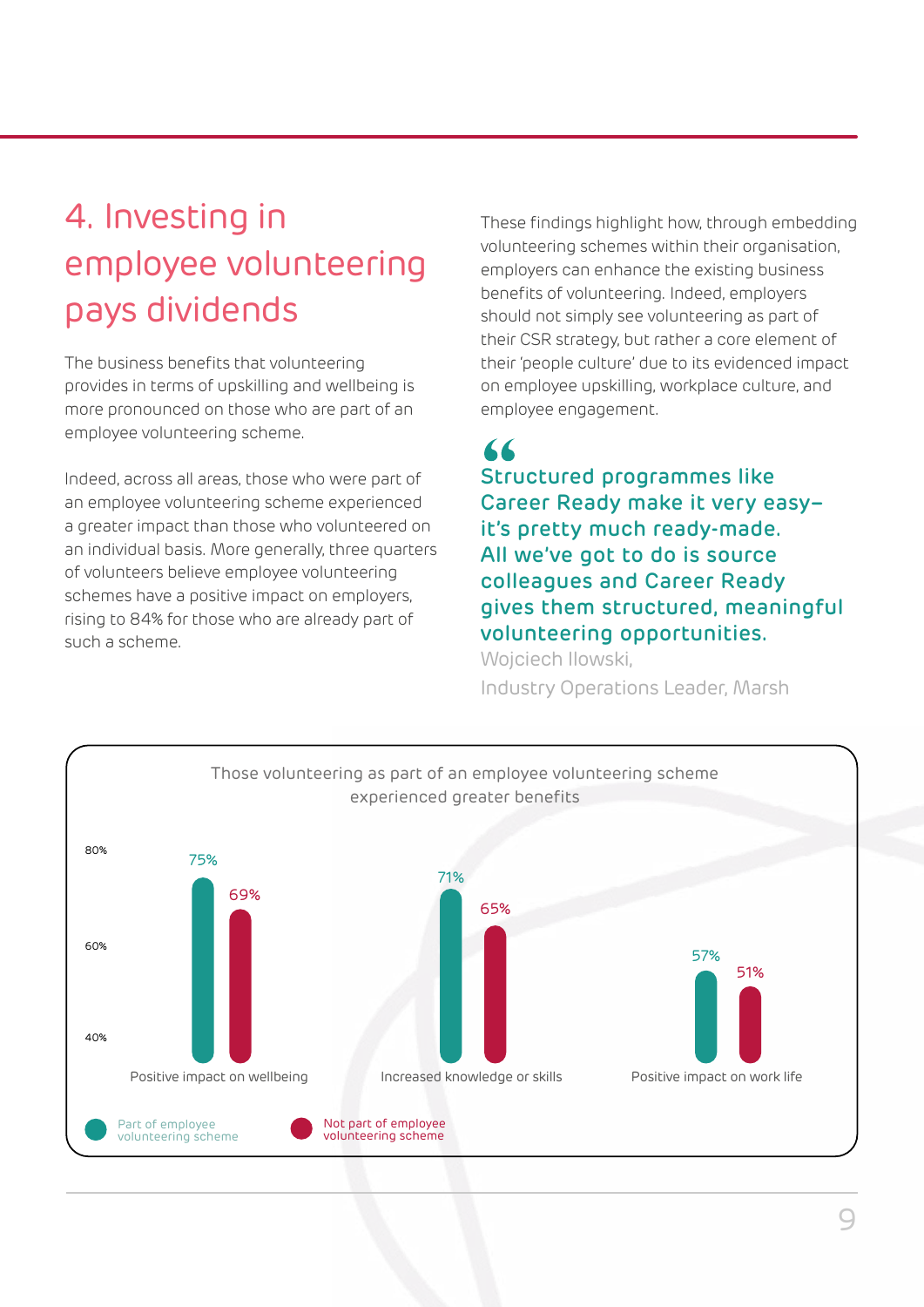# 4. Investing in employee volunteering pays dividends

The business benefits that volunteering provides in terms of upskilling and wellbeing is more pronounced on those who are part of an employee volunteering scheme.

Indeed, across all areas, those who were part of an employee volunteering scheme experienced a greater impact than those who volunteered on an individual basis. More generally, three quarters of volunteers believe employee volunteering schemes have a positive impact on employers, rising to 84% for those who are already part of such a scheme.

These findings highlight how, through embedding volunteering schemes within their organisation, employers can enhance the existing business benefits of volunteering. Indeed, employers should not simply see volunteering as part of their CSR strategy, but rather a core element of their 'people culture' due to its evidenced impact on employee upskilling, workplace culture, and employee engagement.

> **Structured programmes like Career Ready make it very easy– it's pretty much ready-made. All we've got to do is source colleagues and Career Ready gives them structured, meaningful volunteering opportunities.**
>
> Wojciech Ilowski,
> Industry Operations Leader, Marsh

Those volunteering as part of an employee volunteering scheme experienced greater benefits

| | Part of employee volunteering scheme | Not part of employee volunteering scheme |
|---|---|---|
| Positive impact on wellbeing | 75% | 69% |
| Increased knowledge or skills | 71% | 65% |
| Positive impact on work life | 57% | 51% |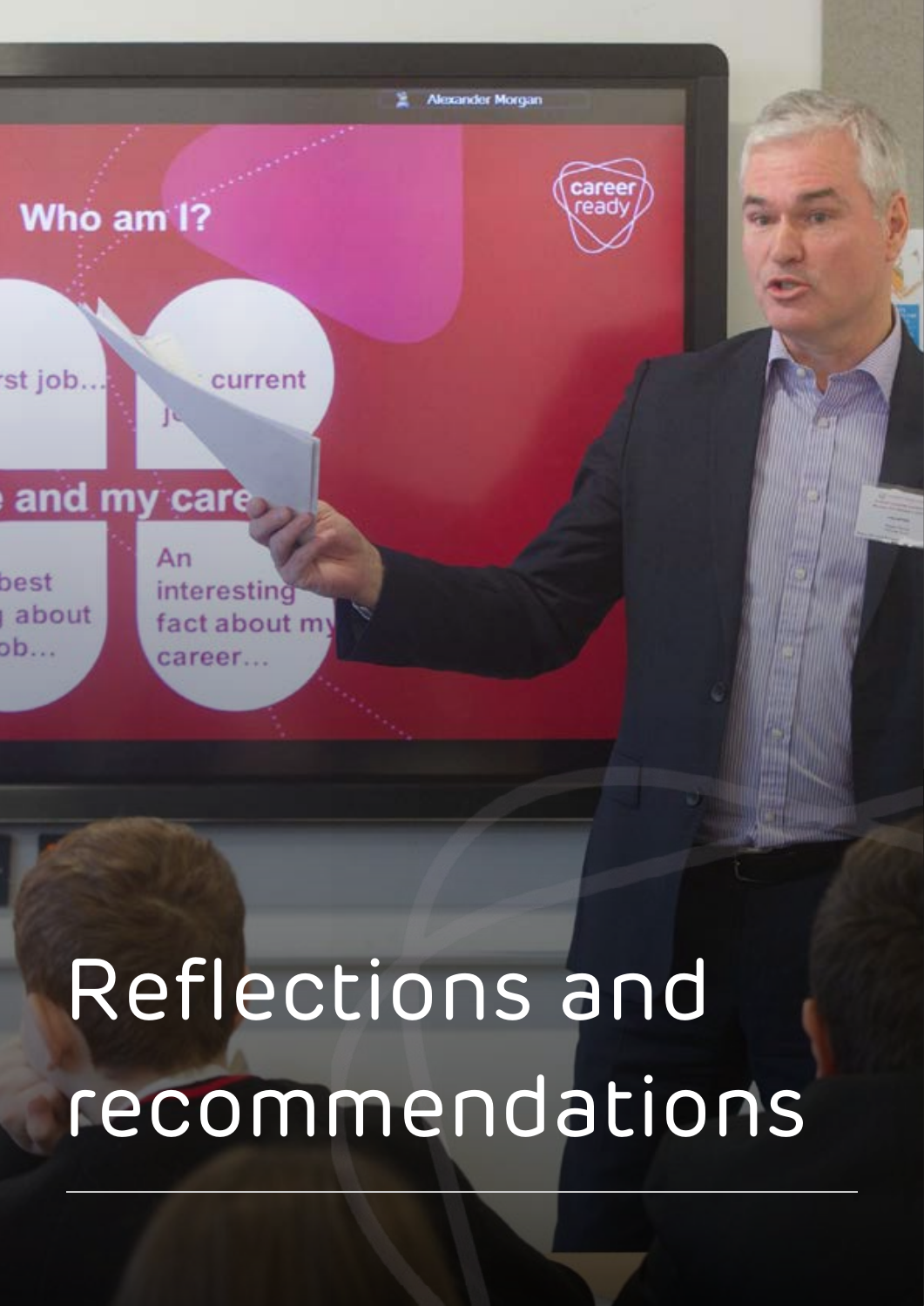# Reflections and recommendations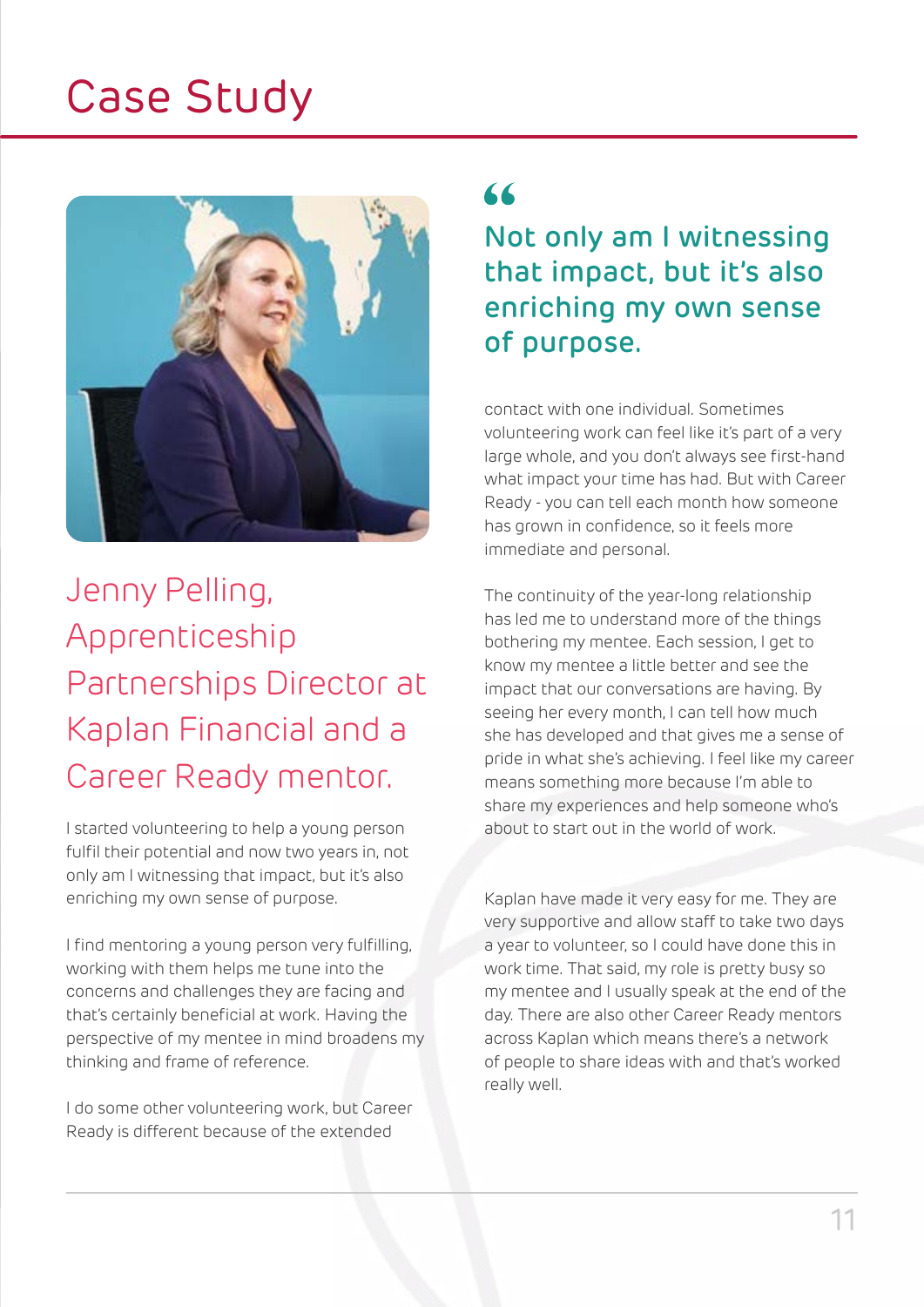# Case Study

## Jenny Pelling, Apprenticeship Partnerships Director at Kaplan Financial and a Career Ready mentor.

I started volunteering to help a young person fulfil their potential and now two years in, not only am I witnessing that impact, but it's also enriching my own sense of purpose.

I find mentoring a young person very fulfilling, working with them helps me tune into the concerns and challenges they are facing and that's certainly beneficial at work. Having the perspective of my mentee in mind broadens my thinking and frame of reference.

I do some other volunteering work, but Career Ready is different because of the extended contact with one individual. Sometimes volunteering work can feel like it's part of a very large whole, and you don't always see first-hand what impact your time has had. But with Career Ready - you can tell each month how someone has grown in confidence, so it feels more immediate and personal.

> "Not only am I witnessing that impact, but it's also enriching my own sense of purpose.

The continuity of the year-long relationship has led me to understand more of the things bothering my mentee. Each session, I get to know my mentee a little better and see the impact that our conversations are having. By seeing her every month, I can tell how much she has developed and that gives me a sense of pride in what she's achieving. I feel like my career means something more because I'm able to share my experiences and help someone who's about to start out in the world of work.

Kaplan have made it very easy for me. They are very supportive and allow staff to take two days a year to volunteer, so I could have done this in work time. That said, my role is pretty busy so my mentee and I usually speak at the end of the day. There are also other Career Ready mentors across Kaplan which means there's a network of people to share ideas with and that's worked really well.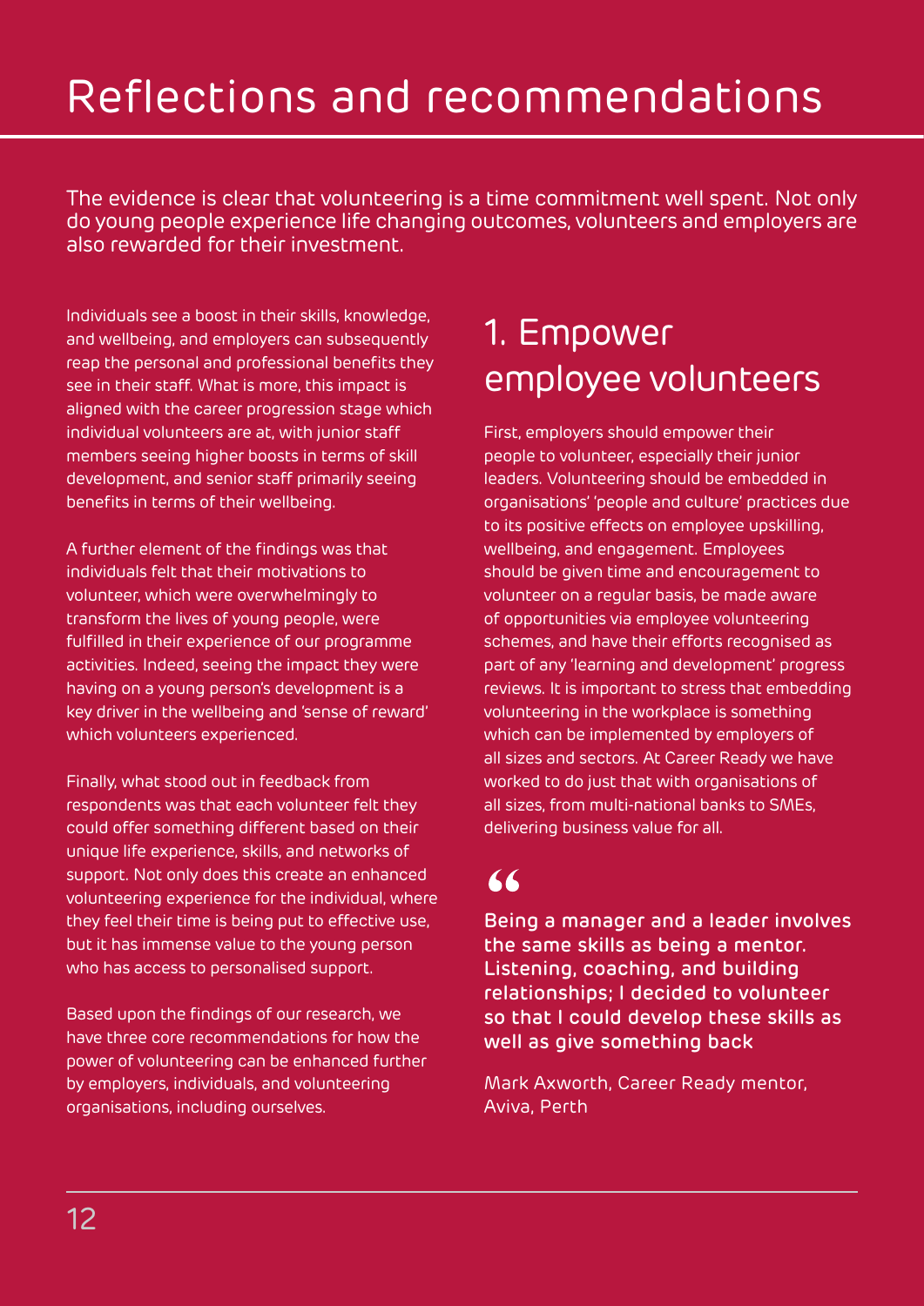# Reflections and recommendations

The evidence is clear that volunteering is a time commitment well spent. Not only do young people experience life changing outcomes, volunteers and employers are also rewarded for their investment.

Individuals see a boost in their skills, knowledge, and wellbeing, and employers can subsequently reap the personal and professional benefits they see in their staff. What is more, this impact is aligned with the career progression stage which individual volunteers are at, with junior staff members seeing higher boosts in terms of skill development, and senior staff primarily seeing benefits in terms of their wellbeing.

A further element of the findings was that individuals felt that their motivations to volunteer, which were overwhelmingly to transform the lives of young people, were fulfilled in their experience of our programme activities. Indeed, seeing the impact they were having on a young person's development is a key driver in the wellbeing and 'sense of reward' which volunteers experienced.

Finally, what stood out in feedback from respondents was that each volunteer felt they could offer something different based on their unique life experience, skills, and networks of support. Not only does this create an enhanced volunteering experience for the individual, where they feel their time is being put to effective use, but it has immense value to the young person who has access to personalised support.

Based upon the findings of our research, we have three core recommendations for how the power of volunteering can be enhanced further by employers, individuals, and volunteering organisations, including ourselves.

## 1. Empower employee volunteers

First, employers should empower their people to volunteer, especially their junior leaders. Volunteering should be embedded in organisations' 'people and culture' practices due to its positive effects on employee upskilling, wellbeing, and engagement. Employees should be given time and encouragement to volunteer on a regular basis, be made aware of opportunities via employee volunteering schemes, and have their efforts recognised as part of any 'learning and development' progress reviews. It is important to stress that embedding volunteering in the workplace is something which can be implemented by employers of all sizes and sectors. At Career Ready we have worked to do just that with organisations of all sizes, from multi-national banks to SMEs, delivering business value for all.

> **"Being a manager and a leader involves the same skills as being a mentor. Listening, coaching, and building relationships; I decided to volunteer so that I could develop these skills as well as give something back**
>
> Mark Axworth, Career Ready mentor, Aviva, Perth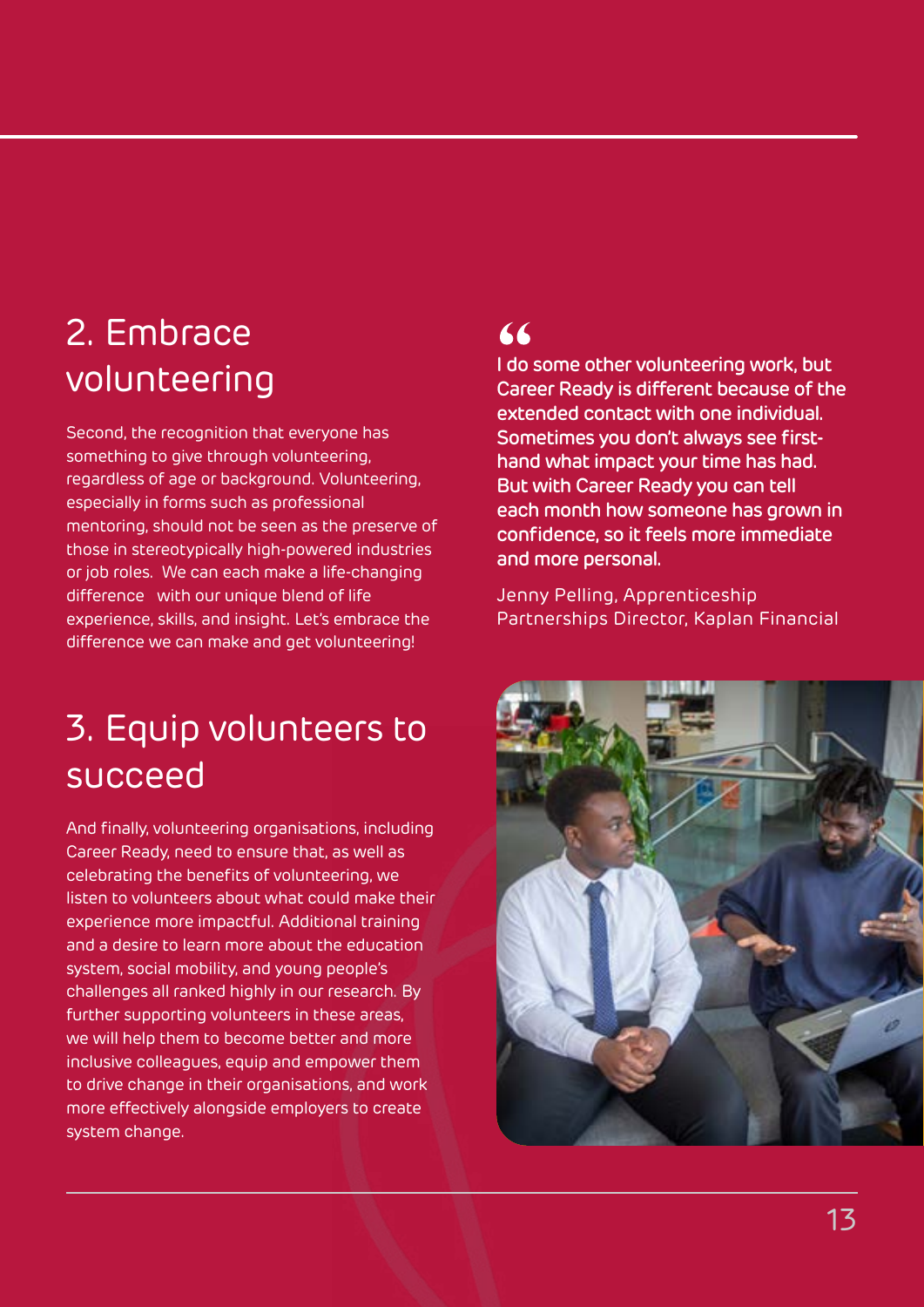## 2. Embrace volunteering

Second, the recognition that everyone has something to give through volunteering, regardless of age or background. Volunteering, especially in forms such as professional mentoring, should not be seen as the preserve of those in stereotypically high-powered industries or job roles. We can each make a life-changing difference with our unique blend of life experience, skills, and insight. Let's embrace the difference we can make and get volunteering!

## 3. Equip volunteers to succeed

And finally, volunteering organisations, including Career Ready, need to ensure that, as well as celebrating the benefits of volunteering, we listen to volunteers about what could make their experience more impactful. Additional training and a desire to learn more about the education system, social mobility, and young people's challenges all ranked highly in our research. By further supporting volunteers in these areas, we will help them to become better and more inclusive colleagues, equip and empower them to drive change in their organisations, and work more effectively alongside employers to create system change.

> **"I do some other volunteering work, but Career Ready is different because of the extended contact with one individual. Sometimes you don't always see first-hand what impact your time has had. But with Career Ready you can tell each month how someone has grown in confidence, so it feels more immediate and more personal.**
>
> Jenny Pelling, Apprenticeship Partnerships Director, Kaplan Financial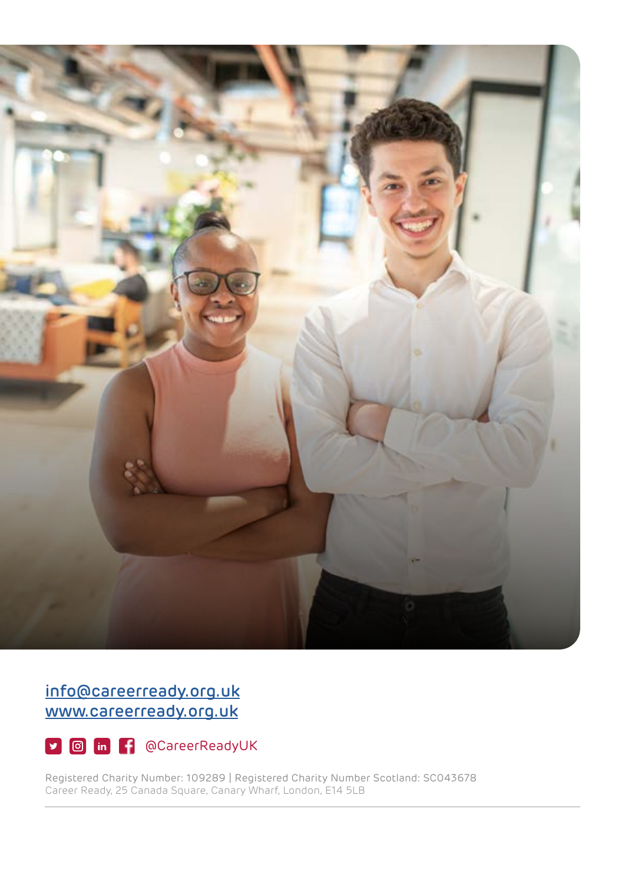info@careerready.org.uk
www.careerready.org.uk

@CareerReadyUK

Registered Charity Number: 109289 | Registered Charity Number Scotland: SC043678
Career Ready, 25 Canada Square, Canary Wharf, London, E14 5LB